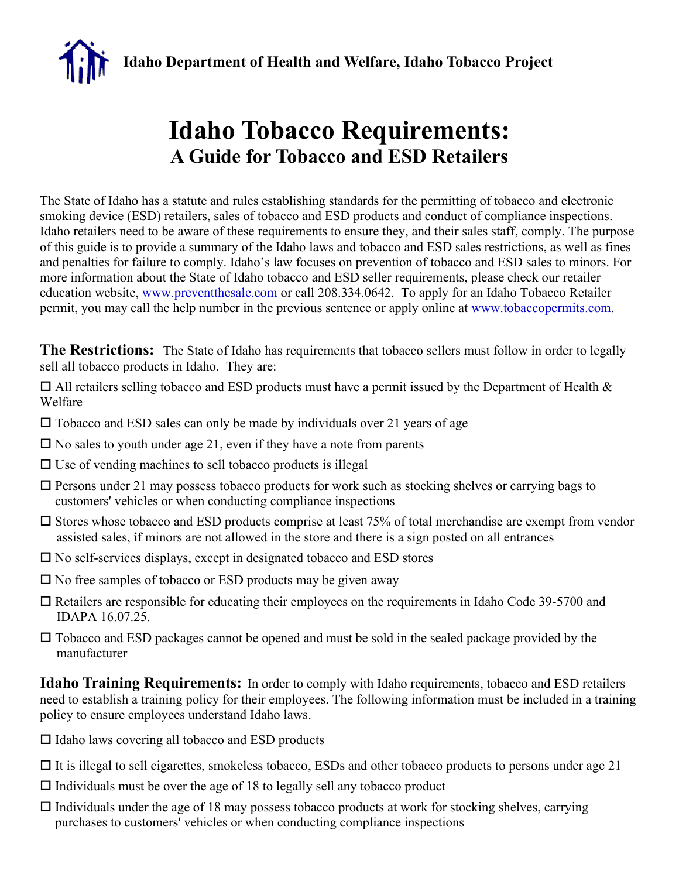**Idaho Department of Health and Welfare, Idaho Tobacco Project**

# Idaho Tobacco Requirements:
## A Guide for Tobacco and ESD Retailers

The State of Idaho has a statute and rules establishing standards for the permitting of tobacco and electronic smoking device (ESD) retailers, sales of tobacco and ESD products and conduct of compliance inspections. Idaho retailers need to be aware of these requirements to ensure they, and their sales staff, comply. The purpose of this guide is to provide a summary of the Idaho laws and tobacco and ESD sales restrictions, as well as fines and penalties for failure to comply. Idaho's law focuses on prevention of tobacco and ESD sales to minors. For more information about the State of Idaho tobacco and ESD seller requirements, please check our retailer education website, www.preventthesale.com or call 208.334.0642. To apply for an Idaho Tobacco Retailer permit, you may call the help number in the previous sentence or apply online at www.tobaccopermits.com.

**The Restrictions:** The State of Idaho has requirements that tobacco sellers must follow in order to legally sell all tobacco products in Idaho. They are:

- ☐ All retailers selling tobacco and ESD products must have a permit issued by the Department of Health & Welfare
- ☐ Tobacco and ESD sales can only be made by individuals over 21 years of age
- ☐ No sales to youth under age 21, even if they have a note from parents
- ☐ Use of vending machines to sell tobacco products is illegal
- ☐ Persons under 21 may possess tobacco products for work such as stocking shelves or carrying bags to customers' vehicles or when conducting compliance inspections
- ☐ Stores whose tobacco and ESD products comprise at least 75% of total merchandise are exempt from vendor assisted sales, **if** minors are not allowed in the store and there is a sign posted on all entrances
- ☐ No self-services displays, except in designated tobacco and ESD stores
- ☐ No free samples of tobacco or ESD products may be given away
- ☐ Retailers are responsible for educating their employees on the requirements in Idaho Code 39-5700 and IDAPA 16.07.25.
- ☐ Tobacco and ESD packages cannot be opened and must be sold in the sealed package provided by the manufacturer

**Idaho Training Requirements:** In order to comply with Idaho requirements, tobacco and ESD retailers need to establish a training policy for their employees. The following information must be included in a training policy to ensure employees understand Idaho laws.

- ☐ Idaho laws covering all tobacco and ESD products
- ☐ It is illegal to sell cigarettes, smokeless tobacco, ESDs and other tobacco products to persons under age 21
- ☐ Individuals must be over the age of 18 to legally sell any tobacco product
- ☐ Individuals under the age of 18 may possess tobacco products at work for stocking shelves, carrying purchases to customers' vehicles or when conducting compliance inspections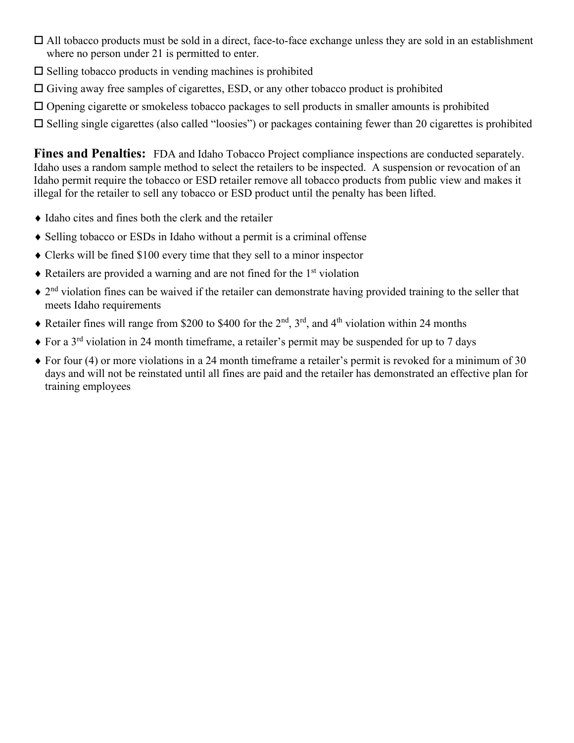- ☐ All tobacco products must be sold in a direct, face-to-face exchange unless they are sold in an establishment where no person under 21 is permitted to enter.
- ☐ Selling tobacco products in vending machines is prohibited
- ☐ Giving away free samples of cigarettes, ESD, or any other tobacco product is prohibited
- ☐ Opening cigarette or smokeless tobacco packages to sell products in smaller amounts is prohibited
- ☐ Selling single cigarettes (also called "loosies") or packages containing fewer than 20 cigarettes is prohibited

**Fines and Penalties:** FDA and Idaho Tobacco Project compliance inspections are conducted separately. Idaho uses a random sample method to select the retailers to be inspected. A suspension or revocation of an Idaho permit require the tobacco or ESD retailer remove all tobacco products from public view and makes it illegal for the retailer to sell any tobacco or ESD product until the penalty has been lifted.

- ♦ Idaho cites and fines both the clerk and the retailer
- ♦ Selling tobacco or ESDs in Idaho without a permit is a criminal offense
- ♦ Clerks will be fined $100 every time that they sell to a minor inspector
- ♦ Retailers are provided a warning and are not fined for the 1st violation
- ♦ 2nd violation fines can be waived if the retailer can demonstrate having provided training to the seller that meets Idaho requirements
- ♦ Retailer fines will range from $200 to $400 for the 2nd, 3rd, and 4th violation within 24 months
- ♦ For a 3rd violation in 24 month timeframe, a retailer's permit may be suspended for up to 7 days
- ♦ For four (4) or more violations in a 24 month timeframe a retailer's permit is revoked for a minimum of 30 days and will not be reinstated until all fines are paid and the retailer has demonstrated an effective plan for training employees